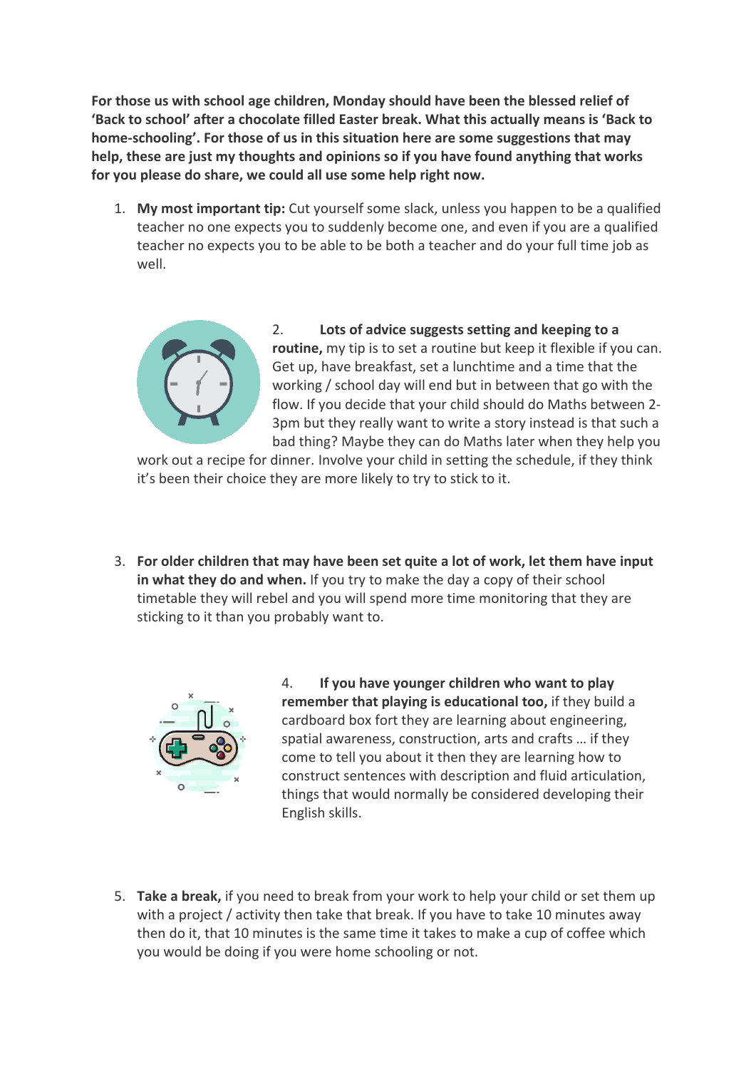**For those us with school age children, Monday should have been the blessed relief of 'Back to school' after a chocolate filled Easter break. What this actually means is 'Back to home-schooling'. For those of us in this situation here are some suggestions that may help, these are just my thoughts and opinions so if you have found anything that works for you please do share, we could all use some help right now.**

1. **My most important tip:** Cut yourself some slack, unless you happen to be a qualified teacher no one expects you to suddenly become one, and even if you are a qualified teacher no expects you to be able to be both a teacher and do your full time job as well.

2. **Lots of advice suggests setting and keeping to a routine,** my tip is to set a routine but keep it flexible if you can. Get up, have breakfast, set a lunchtime and a time that the working / school day will end but in between that go with the flow. If you decide that your child should do Maths between 2-3pm but they really want to write a story instead is that such a bad thing? Maybe they can do Maths later when they help you work out a recipe for dinner. Involve your child in setting the schedule, if they think it's been their choice they are more likely to try to stick to it.

3. **For older children that may have been set quite a lot of work, let them have input in what they do and when.** If you try to make the day a copy of their school timetable they will rebel and you will spend more time monitoring that they are sticking to it than you probably want to.

4. **If you have younger children who want to play remember that playing is educational too,** if they build a cardboard box fort they are learning about engineering, spatial awareness, construction, arts and crafts … if they come to tell you about it then they are learning how to construct sentences with description and fluid articulation, things that would normally be considered developing their English skills.

5. **Take a break,** if you need to break from your work to help your child or set them up with a project / activity then take that break. If you have to take 10 minutes away then do it, that 10 minutes is the same time it takes to make a cup of coffee which you would be doing if you were home schooling or not.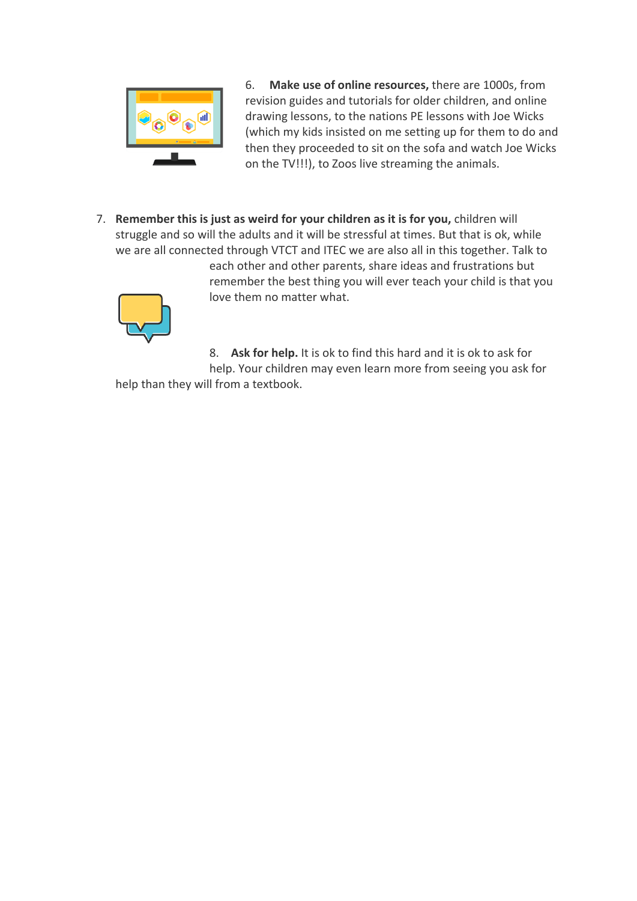6. **Make use of online resources,** there are 1000s, from revision guides and tutorials for older children, and online drawing lessons, to the nations PE lessons with Joe Wicks (which my kids insisted on me setting up for them to do and then they proceeded to sit on the sofa and watch Joe Wicks on the TV!!!), to Zoos live streaming the animals.

7. **Remember this is just as weird for your children as it is for you,** children will struggle and so will the adults and it will be stressful at times. But that is ok, while we are all connected through VTCT and ITEC we are also all in this together. Talk to each other and other parents, share ideas and frustrations but remember the best thing you will ever teach your child is that you love them no matter what.

8. **Ask for help.** It is ok to find this hard and it is ok to ask for help. Your children may even learn more from seeing you ask for help than they will from a textbook.